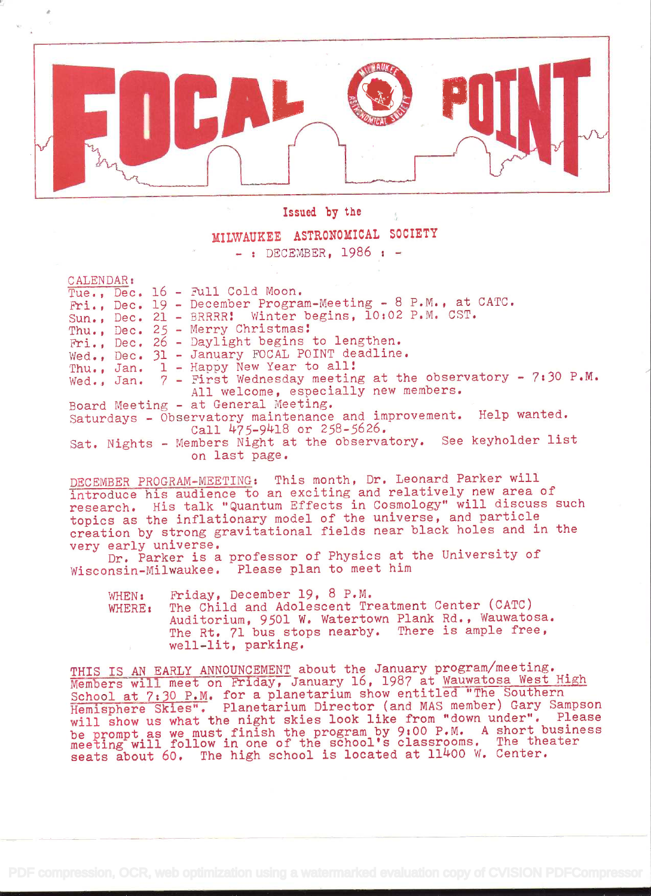# FOCAL POINT

Issued by the

MILWAUKEE ASTRONOMICAL SOCIETY

- : DECEMBER, 1986 : -

CALENDAR:

Tue., Dec. 16 - Full Cold Moon.
Fri., Dec. 19 - December Program-Meeting - 8 P.M., at CATC.
Sun., Dec. 21 - BRRRR! Winter begins, 10:02 P.M. CST.
Thu., Dec. 25 - Merry Christmas!
Fri., Dec. 26 - Daylight begins to lengthen.
Wed., Dec. 31 - January FOCAL POINT deadline.
Thu., Jan. 1 - Happy New Year to all!
Wed., Jan. 7 - First Wednesday meeting at the observatory - 7:30 P.M. All welcome, especially new members.
Board Meeting - at General Meeting.
Saturdays - Observatory maintenance and improvement. Help wanted. Call 475-9418 or 258-5626.
Sat. Nights - Members Night at the observatory. See keyholder list on last page.

DECEMBER PROGRAM-MEETING: This month, Dr. Leonard Parker will introduce his audience to an exciting and relatively new area of research. His talk "Quantum Effects in Cosmology" will discuss such topics as the inflationary model of the universe, and particle creation by strong gravitational fields near black holes and in the very early universe.

Dr. Parker is a professor of Physics at the University of Wisconsin-Milwaukee. Please plan to meet him

WHEN: Friday, December 19, 8 P.M.
WHERE: The Child and Adolescent Treatment Center (CATC) Auditorium, 9501 W. Watertown Plank Rd., Wauwatosa. The Rt. 71 bus stops nearby. There is ample free, well-lit, parking.

THIS IS AN EARLY ANNOUNCEMENT about the January program/meeting. Members will meet on Friday, January 16, 1987 at Wauwatosa West High School at 7:30 P.M. for a planetarium show entitled "The Southern Hemisphere Skies". Planetarium Director (and MAS member) Gary Sampson will show us what the night skies look like from "down under". Please be prompt as we must finish the program by 9:00 P.M. A short business meeting will follow in one of the school's classrooms. The theater seats about 60. The high school is located at 11400 W. Center.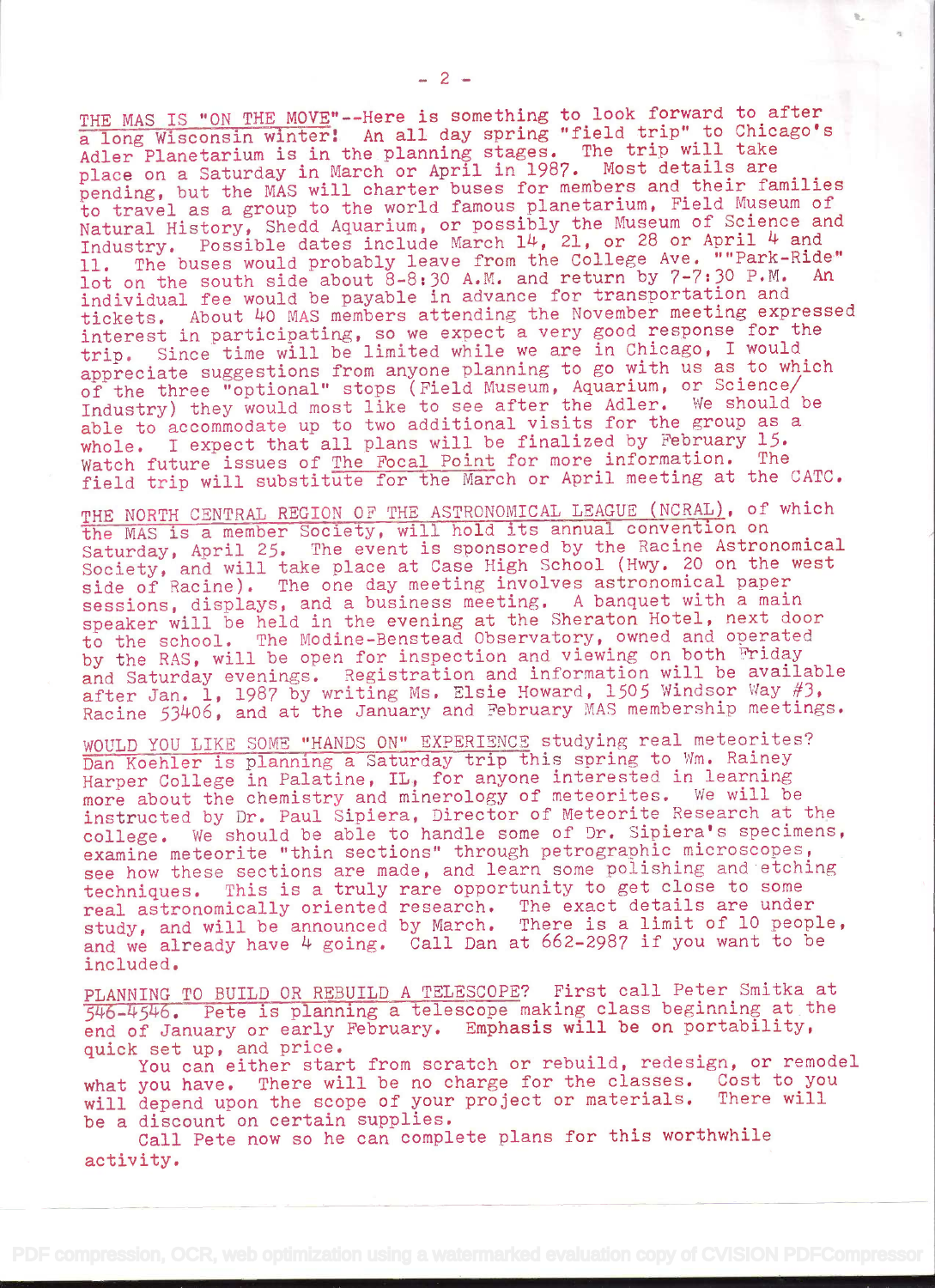THE MAS IS "ON THE MOVE"--Here is something to look forward to after a long Wisconsin winter! An all day spring "field trip" to Chicago's Adler Planetarium is in the planning stages. The trip will take place on a Saturday in March or April in 1987. Most details are pending, but the MAS will charter buses for members and their families to travel as a group to the world famous planetarium, Field Museum of Natural History, Shedd Aquarium, or possibly the Museum of Science and Industry. Possible dates include March 14, 21, or 28 or April 4 and 11. The buses would probably leave from the College Ave. ""Park-Ride" lot on the south side about 8-8:30 A.M. and return by 7-7:30 P.M. An individual fee would be payable in advance for transportation and tickets. About 40 MAS members attending the November meeting expressed interest in participating, so we expect a very good response for the trip. Since time will be limited while we are in Chicago, I would appreciate suggestions from anyone planning to go with us as to which of the three "optional" stops (Field Museum, Aquarium, or Science/ Industry) they would most like to see after the Adler. We should be able to accommodate up to two additional visits for the group as a whole. I expect that all plans will be finalized by February 15. Watch future issues of The Focal Point for more information. The field trip will substitute for the March or April meeting at the CATC.

THE NORTH CENTRAL REGION OF THE ASTRONOMICAL LEAGUE (NCRAL), of which the MAS is a member Society, will hold its annual convention on Saturday, April 25. The event is sponsored by the Racine Astronomical Society, and will take place at Case High School (Hwy. 20 on the west side of Racine). The one day meeting involves astronomical paper sessions, displays, and a business meeting. A banquet with a main speaker will be held in the evening at the Sheraton Hotel, next door to the school. The Modine-Benstead Observatory, owned and operated by the RAS, will be open for inspection and viewing on both Friday and Saturday evenings. Registration and information will be available after Jan. 1, 1987 by writing Ms. Elsie Howard, 1505 Windsor Way #3, Racine 53406, and at the January and February MAS membership meetings.

WOULD YOU LIKE SOME "HANDS ON" EXPERIENCE studying real meteorites? Dan Koehler is planning a Saturday trip this spring to Wm. Rainey Harper College in Palatine, IL, for anyone interested in learning more about the chemistry and minerology of meteorites. We will be instructed by Dr. Paul Sipiera, Director of Meteorite Research at the college. We should be able to handle some of Dr. Sipiera's specimens, examine meteorite "thin sections" through petrographic microscopes, see how these sections are made, and learn some polishing and etching techniques. This is a truly rare opportunity to get close to some real astronomically oriented research. The exact details are under study, and will be announced by March. There is a limit of 10 people, and we already have 4 going. Call Dan at 662-2987 if you want to be included.

PLANNING TO BUILD OR REBUILD A TELESCOPE? First call Peter Smitka at 546-4546. Pete is planning a telescope making class beginning at the end of January or early February. Emphasis will be on portability, quick set up, and price.

You can either start from scratch or rebuild, redesign, or remodel what you have. There will be no charge for the classes. Cost to you will depend upon the scope of your project or materials. There will be a discount on certain supplies.

Call Pete now so he can complete plans for this worthwhile activity.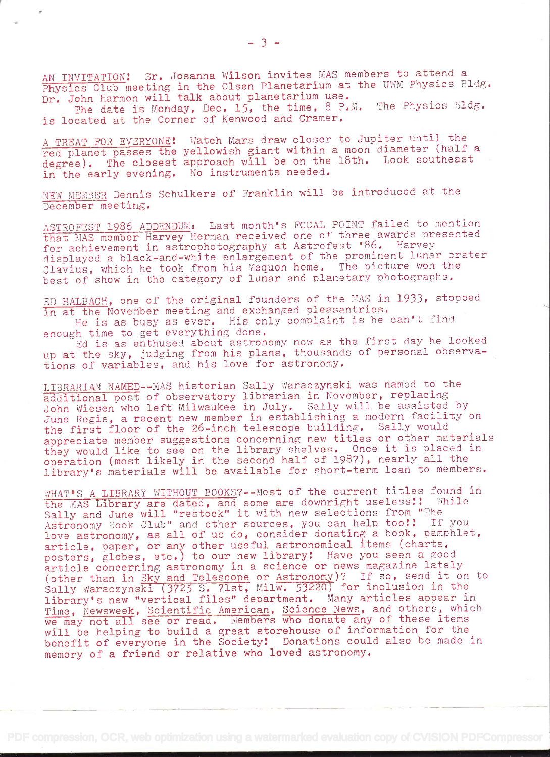AN INVITATION! Sr. Josanna Wilson invites MAS members to attend a Physics Club meeting in the Olsen Planetarium at the UWM Physics Bldg. Dr. John Harmon will talk about planetarium use.

The date is Monday, Dec. 15, the time, 8 P.M. The Physics Bldg. is located at the Corner of Kenwood and Cramer.

A TREAT FOR EVERYONE! Watch Mars draw closer to Jupiter until the red planet passes the yellowish giant within a moon diameter (half a degree). The closest approach will be on the 18th. Look southeast in the early evening. No instruments needed.

NEW MEMBER Dennis Schulkers of Franklin will be introduced at the December meeting.

ASTROFEST 1986 ADDENDUM: Last month's FOCAL POINT failed to mention that MAS member Harvey Herman received one of three awards presented for achievement in astrophotography at Astrofest '86. Harvey displayed a black-and-white enlargement of the prominent lunar crater Clavius, which he took from his Mequon home. The picture won the best of show in the category of lunar and planetary photographs.

ED HALBACH, one of the original founders of the MAS in 1933, stopped in at the November meeting and exchanged pleasantries.

He is as busy as ever. His only complaint is he can't find enough time to get everything done.

Ed is as enthused about astronomy now as the first day he looked up at the sky, judging from his plans, thousands of personal observations of variables, and his love for astronomy.

LIBRARIAN NAMED--MAS historian Sally Waraczynski was named to the additional post of observatory librarian in November, replacing John Wiesen who left Milwaukee in July. Sally will be assisted by June Regis, a recent new member in establishing a modern facility on the first floor of the 26-inch telescope building. Sally would appreciate member suggestions concerning new titles or other materials they would like to see on the library shelves. Once it is placed in operation (most likely in the second half of 1987), nearly all the library's materials will be available for short-term loan to members.

WHAT'S A LIBRARY WITHOUT BOOKS?--Most of the current titles found in the MAS Library are dated, and some are downright useless!! While Sally and June will "restock" it with new selections from "The Astronomy Book Club" and other sources, you can help too!! If you love astronomy, as all of us do, consider donating a book, pamphlet, article, paper, or any other useful astronomical items (charts, posters, globes, etc.) to our new library! Have you seen a good article concerning astronomy in a science or news magazine lately (other than in Sky and Telescope or Astronomy)? If so, send it on to Sally Waraczynski (3725 S. 71st, Milw. 53220) for inclusion in the library's new "vertical files" department. Many articles appear in Time, Newsweek, Scientific American, Science News, and others, which we may not all see or read. Members who donate any of these items will be helping to build a great storehouse of information for the benefit of everyone in the Society! Donations could also be made in memory of a friend or relative who loved astronomy.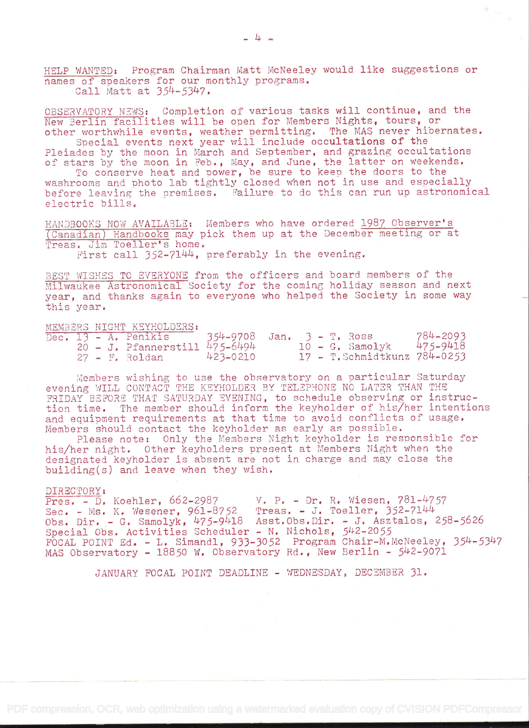HELP WANTED: Program Chairman Matt McNeeley would like suggestions or names of speakers for our monthly programs.
Call Matt at 354-5347.

OBSERVATORY NEWS: Completion of various tasks will continue, and the New Berlin facilities will be open for Members Nights, tours, or other worthwhile events, weather permitting. The MAS never hibernates.

Special events next year will include occultations of the Pleiades by the moon in March and September, and grazing occultations of stars by the moon in Feb., May, and June, the latter on weekends.

To conserve heat and power, be sure to keep the doors to the washrooms and photo lab tightly closed when not in use and especially before leaving the premises. Failure to do this can run up astronomical electric bills.

HANDBOOKS NOW AVAILABLE: Members who have ordered 1987 Observer's (Canadian) Handbooks may pick them up at the December meeting or at Treas. Jim Toeller's home.
First call 352-7144, preferably in the evening.

BEST WISHES TO EVERYONE from the officers and board members of the Milwaukee Astronomical Society for the coming holiday season and next year, and thanks again to everyone who helped the Society in some way this year.

MEMBERS NIGHT KEYHOLDERS:

| | | | | | |
|---|---|---|---|---|---|
| Dec. 13 | A. Penikis | 354-9708 | Jan. 3 | T. Ross | 784-2093 |
| 20 | J. Pfannerstill | 475-6494 | 10 | G. Samolyk | 475-9418 |
| 27 | F. Roldan | 423-0210 | 17 | T. Schmidtkunz | 784-0253 |

Members wishing to use the observatory on a particular Saturday evening WILL CONTACT THE KEYHOLDER BY TELEPHONE NO LATER THAN THE FRIDAY BEFORE THAT SATURDAY EVENING, to schedule observing or instruction time. The member should inform the keyholder of his/her intentions and equipment requirements at that time to avoid conflicts of usage. Members should contact the keyholder as early as possible.

Please note: Only the Members Night keyholder is responsible for his/her night. Other keyholders present at Members Night when the designated keyholder is absent are not in charge and may close the building(s) and leave when they wish.

DIRECTORY:
Pres. - D. Koehler, 662-2987 V. P. - Dr. R. Wiesen, 781-4757
Sec. - Ms. K. Wesener, 961-8752 Treas. - J. Toeller, 352-7144
Obs. Dir. - G. Samolyk, 475-9418 Asst.Obs.Dir. - J. Asztalos, 258-5626
Special Obs. Activities Scheduler - N. Nichols, 542-2055
FOCAL POINT Ed. - L. Simandl, 933-3052 Program Chair-M.McNeeley, 354-5347
MAS Observatory - 18850 W. Observatory Rd., New Berlin - 542-9071

JANUARY FOCAL POINT DEADLINE - WEDNESDAY, DECEMBER 31.